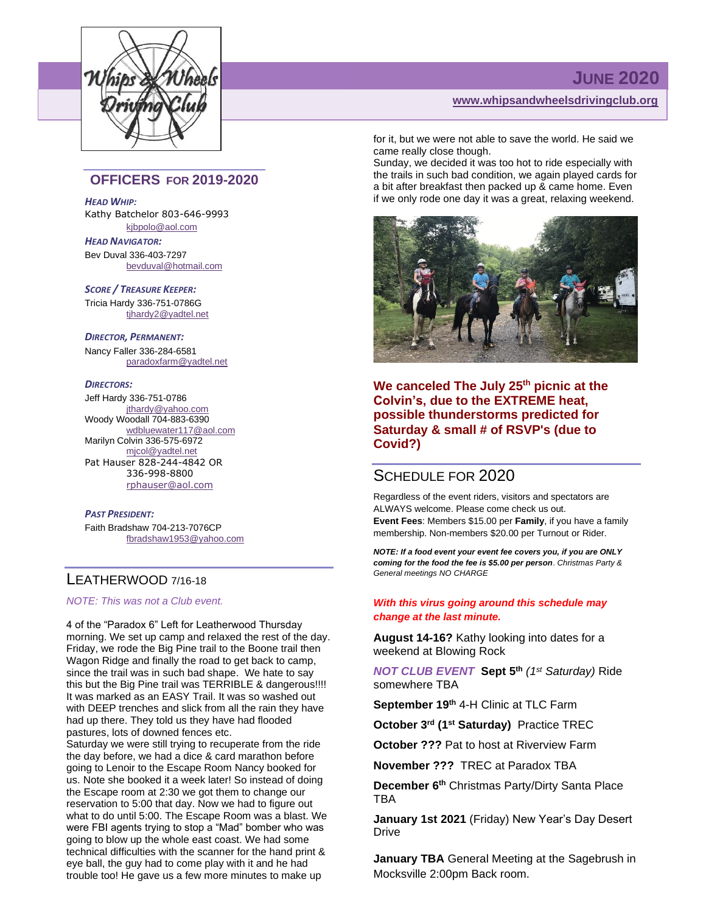# JUNE 2020

**www.whipsandwheelsdrivingclub.org**

## OFFICERS FOR 2019-2020

***HEAD WHIP:***
Kathy Batchelor 803-646-9993
kjbpolo@aol.com

***HEAD NAVIGATOR:***
Bev Duval 336-403-7297
bevduval@hotmail.com

***SCORE / TREASURE KEEPER:***
Tricia Hardy 336-751-0786G
tjhardy2@yadtel.net

***DIRECTOR, PERMANENT:***
Nancy Faller 336-284-6581
paradoxfarm@yadtel.net

***DIRECTORS:***
Jeff Hardy 336-751-0786
jthardy@yahoo.com
Woody Woodall 704-883-6390
wdbluewater117@aol.com
Marilyn Colvin 336-575-6972
mjcol@yadtel.net
Pat Hauser 828-244-4842 OR
336-998-8800
rphauser@aol.com

***PAST PRESIDENT:***
Faith Bradshaw 704-213-7076CP
fbradshaw1953@yahoo.com

## LEATHERWOOD 7/16-18

*NOTE: This was not a Club event.*

4 of the "Paradox 6" Left for Leatherwood Thursday morning. We set up camp and relaxed the rest of the day. Friday, we rode the Big Pine trail to the Boone trail then Wagon Ridge and finally the road to get back to camp, since the trail was in such bad shape. We hate to say this but the Big Pine trail was TERRIBLE & dangerous!!!! It was marked as an EASY Trail. It was so washed out with DEEP trenches and slick from all the rain they have had up there. They told us they have had flooded pastures, lots of downed fences etc.
Saturday we were still trying to recuperate from the ride the day before, we had a dice & card marathon before going to Lenoir to the Escape Room Nancy booked for us. Note she booked it a week later! So instead of doing the Escape room at 2:30 we got them to change our reservation to 5:00 that day. Now we had to figure out what to do until 5:00. The Escape Room was a blast. We were FBI agents trying to stop a "Mad" bomber who was going to blow up the whole east coast. We had some technical difficulties with the scanner for the hand print & eye ball, the guy had to come play with it and he had trouble too! He gave us a few more minutes to make up for it, but we were not able to save the world. He said we came really close though.
Sunday, we decided it was too hot to ride especially with the trails in such bad condition, we again played cards for a bit after breakfast then packed up & came home. Even if we only rode one day it was a great, relaxing weekend.

**We canceled The July 25th picnic at the Colvin's, due to the EXTREME heat, possible thunderstorms predicted for Saturday & small # of RSVP's (due to Covid?)**

## SCHEDULE FOR 2020

Regardless of the event riders, visitors and spectators are ALWAYS welcome. Please come check us out.
**Event Fees**: Members $15.00 per **Family**, if you have a family membership. Non-members $20.00 per Turnout or Rider.

***NOTE: If a food event your event fee covers you, if you are ONLY coming for the food the fee is $5.00 per person****. Christmas Party & General meetings NO CHARGE*

***With this virus going around this schedule may change at the last minute.***

**August 14-16?** Kathy looking into dates for a weekend at Blowing Rock

***NOT CLUB EVENT*** **Sept 5th** *(1st Saturday)* Ride somewhere TBA

**September 19th** 4-H Clinic at TLC Farm

**October 3rd (1st Saturday)** Practice TREC

**October ???** Pat to host at Riverview Farm

**November ???** TREC at Paradox TBA

**December 6th** Christmas Party/Dirty Santa Place TBA

**January 1st 2021** (Friday) New Year's Day Desert Drive

**January TBA** General Meeting at the Sagebrush in Mocksville 2:00pm Back room.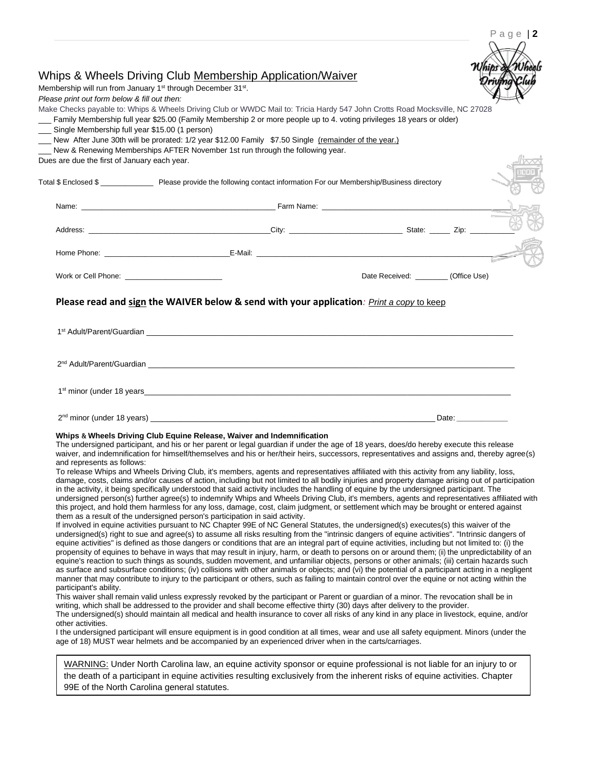# Whips & Wheels Driving Club Membership Application/Waiver

Membership will run from January 1st through December 31st.

*Please print out form below & fill out then:*

Make Checks payable to: Whips & Wheels Driving Club or WWDC Mail to: Tricia Hardy 547 John Crotts Road Mocksville, NC 27028

___ Family Membership full year $25.00 (Family Membership 2 or more people up to 4. voting privileges 18 years or older)

___ Single Membership full year $15.00 (1 person)

___ New After June 30th will be prorated: 1/2 year $12.00 Family $7.50 Single (remainder of the year.)

___ New & Renewing Memberships AFTER November 1st run through the following year.

Dues are due the first of January each year.

Total $ Enclosed $ _____________ Please provide the following contact information For our Membership/Business directory

Name: _______________________________________________ Farm Name: _______________________________________________

Address: _______________________________________________ City: ___________________________ State: _____ Zip: __________

Home Phone: _____________________________ E-Mail: _______________________________________________

Work or Cell Phone: _______________________ Date Received: ________ (Office Use)

**Please read and sign the WAIVER below & send with your application***: Print a copy* to keep

1st Adult/Parent/Guardian _______________________________________________________________________________

2nd Adult/Parent/Guardian _______________________________________________________________________________

1st minor (under 18 years_______________________________________________________________________________

2nd minor (under 18 years) _________________________________________________________________ Date: ___________

**Whips & Wheels Driving Club Equine Release, Waiver and Indemnification**

The undersigned participant, and his or her parent or legal guardian if under the age of 18 years, does/do hereby execute this release waiver, and indemnification for himself/themselves and his or her/their heirs, successors, representatives and assigns and, thereby agree(s) and represents as follows:

To release Whips and Wheels Driving Club, it's members, agents and representatives affiliated with this activity from any liability, loss, damage, costs, claims and/or causes of action, including but not limited to all bodily injuries and property damage arising out of participation in the activity, it being specifically understood that said activity includes the handling of equine by the undersigned participant. The undersigned person(s) further agree(s) to indemnify Whips and Wheels Driving Club, it's members, agents and representatives affiliated with this project, and hold them harmless for any loss, damage, cost, claim judgment, or settlement which may be brought or entered against them as a result of the undersigned person's participation in said activity.

If involved in equine activities pursuant to NC Chapter 99E of NC General Statutes, the undersigned(s) executes(s) this waiver of the undersigned(s) right to sue and agree(s) to assume all risks resulting from the "intrinsic dangers of equine activities". "Intrinsic dangers of equine activities" is defined as those dangers or conditions that are an integral part of equine activities, including but not limited to: (i) the propensity of equines to behave in ways that may result in injury, harm, or death to persons on or around them; (ii) the unpredictability of an equine's reaction to such things as sounds, sudden movement, and unfamiliar objects, persons or other animals; (iii) certain hazards such as surface and subsurface conditions; (iv) collisions with other animals or objects; and (vi) the potential of a participant acting in a negligent manner that may contribute to injury to the participant or others, such as failing to maintain control over the equine or not acting within the participant's ability.

This waiver shall remain valid unless expressly revoked by the participant or Parent or guardian of a minor. The revocation shall be in writing, which shall be addressed to the provider and shall become effective thirty (30) days after delivery to the provider.

The undersigned(s) should maintain all medical and health insurance to cover all risks of any kind in any place in livestock, equine, and/or other activities.

I the undersigned participant will ensure equipment is in good condition at all times, wear and use all safety equipment. Minors (under the age of 18) MUST wear helmets and be accompanied by an experienced driver when in the carts/carriages.

WARNING: Under North Carolina law, an equine activity sponsor or equine professional is not liable for an injury to or the death of a participant in equine activities resulting exclusively from the inherent risks of equine activities. Chapter 99E of the North Carolina general statutes.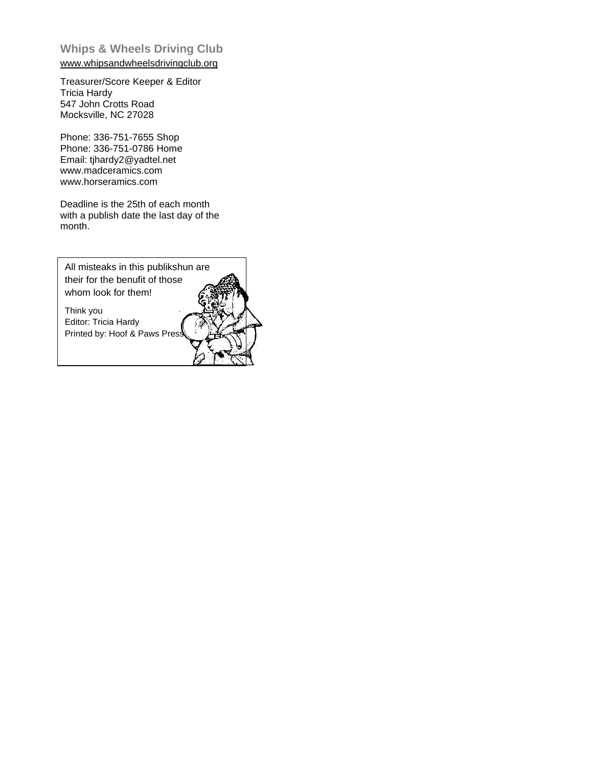**Whips & Wheels Driving Club**

www.whipsandwheelsdrivingclub.org

Treasurer/Score Keeper & Editor
Tricia Hardy
547 John Crotts Road
Mocksville, NC 27028

Phone: 336-751-7655 Shop
Phone: 336-751-0786 Home
Email: tjhardy2@yadtel.net
www.madceramics.com
www.horseramics.com

Deadline is the 25th of each month with a publish date the last day of the month.

All misteaks in this publikshun are their for the benufit of those whom look for them!

Think you
Editor: Tricia Hardy
Printed by: Hoof & Paws Press